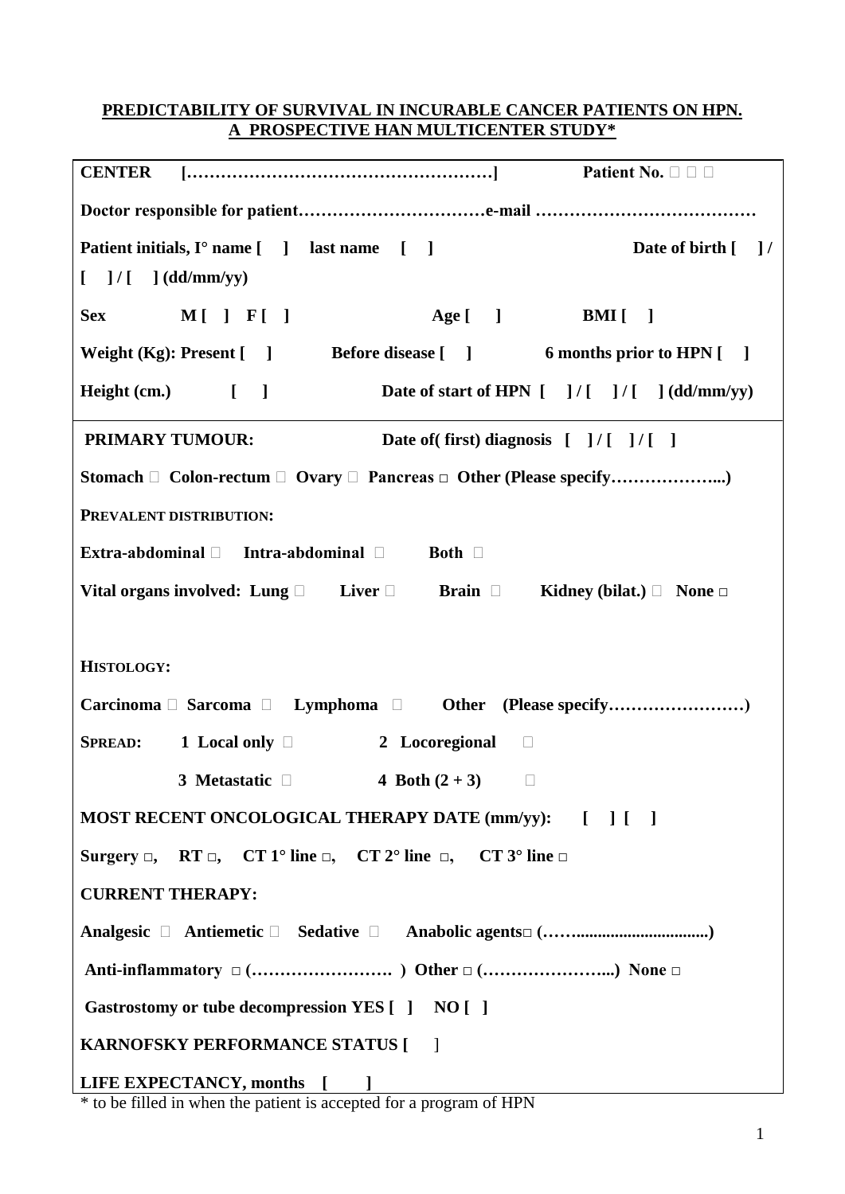**PREDICTABILITY OF SURVIVAL IN INCURABLE CANCER PATIENTS ON HPN. A PROSPECTIVE HAN MULTICENTER STUDY***

**CENTER [………………………………………………]** **Patient No. □ □ □**

**Doctor responsible for patient……………………………e-mail …………………………………**

**Patient initials, I° name [ ] last name [ ]** **Date of birth [ ] / [ ] / [ ] (dd/mm/yy)**

**Sex M [ ] F [ ]** **Age [ ]** **BMI [ ]**

**Weight (Kg): Present [ ]** **Before disease [ ]** **6 months prior to HPN [ ]**

**Height (cm.) [ ]** **Date of start of HPN [ ] / [ ] / [ ] (dd/mm/yy)**

---

**PRIMARY TUMOUR:** **Date of( first) diagnosis [ ] / [ ] / [ ]**

**Stomach □ Colon-rectum □ Ovary □ Pancreas □ Other (Please specify………………...)**

**PREVALENT DISTRIBUTION:**

**Extra-abdominal □ Intra-abdominal □ Both □**

**Vital organs involved: Lung □ Liver □ Brain □ Kidney (bilat.) □ None □**

**HISTOLOGY:**

**Carcinoma □ Sarcoma □ Lymphoma □ Other (Please specify……………………)**

**SPREAD: 1 Local only □ 2 Locoregional □**

**3 Metastatic □ 4 Both (2 + 3) □**

**MOST RECENT ONCOLOGICAL THERAPY DATE (mm/yy): [ ] [ ]**

**Surgery □, RT □, CT 1° line □, CT 2° line □, CT 3° line □**

**CURRENT THERAPY:**

**Analgesic □ Antiemetic □ Sedative □ Anabolic agents□ (……..............................)**

**Anti-inflammatory □ (……………………. ) Other □ (…………………...) None □**

**Gastrostomy or tube decompression YES [ ] NO [ ]**

**KARNOFSKY PERFORMANCE STATUS [ ]**

**LIFE EXPECTANCY, months [ ]**

\* to be filled in when the patient is accepted for a program of HPN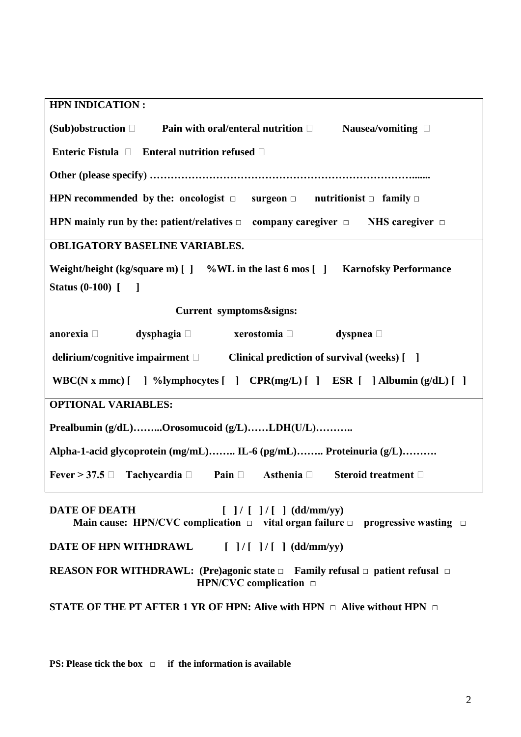**HPN INDICATION :**

**(Sub)obstruction □ Pain with oral/enteral nutrition □ Nausea/vomiting □**

**Enteric Fistula □ Enteral nutrition refused □**

**Other (please specify) …………………………………………………………………......**

**HPN recommended by the: oncologist □ surgeon □ nutritionist □ family □**

**HPN mainly run by the: patient/relatives □ company caregiver □ NHS caregiver □**

**OBLIGATORY BASELINE VARIABLES.**

**Weight/height (kg/square m) [ ] %WL in the last 6 mos [ ] Karnofsky Performance Status (0-100) [ ]**

**Current symptoms&signs:**

**anorexia □ dysphagia □ xerostomia □ dyspnea □**

**delirium/cognitive impairment □ Clinical prediction of survival (weeks) [ ]**

**WBC(N x mmc) [ ] %lymphocytes [ ] CPR(mg/L) [ ] ESR [ ] Albumin (g/dL) [ ]**

**OPTIONAL VARIABLES:**

**Prealbumin (g/dL)……...Orosomucoid (g/L)……LDH(U/L)………..**

**Alpha-1-acid glycoprotein (mg/mL)…….. IL-6 (pg/mL)…….. Proteinuria (g/L)……….**

**Fever > 37.5 □ Tachycardia □ Pain □ Asthenia □ Steroid treatment □**

**DATE OF DEATH [ ] / [ ] / [ ] (dd/mm/yy)**

**Main cause: HPN/CVC complication □ vital organ failure □ progressive wasting □**

**DATE OF HPN WITHDRAWL [ ] / [ ] / [ ] (dd/mm/yy)**

**REASON FOR WITHDRAWL: (Pre)agonic state □ Family refusal □ patient refusal □ HPN/CVC complication □**

**STATE OF THE PT AFTER 1 YR OF HPN: Alive with HPN □ Alive without HPN □**

**PS: Please tick the box □ if the information is available**